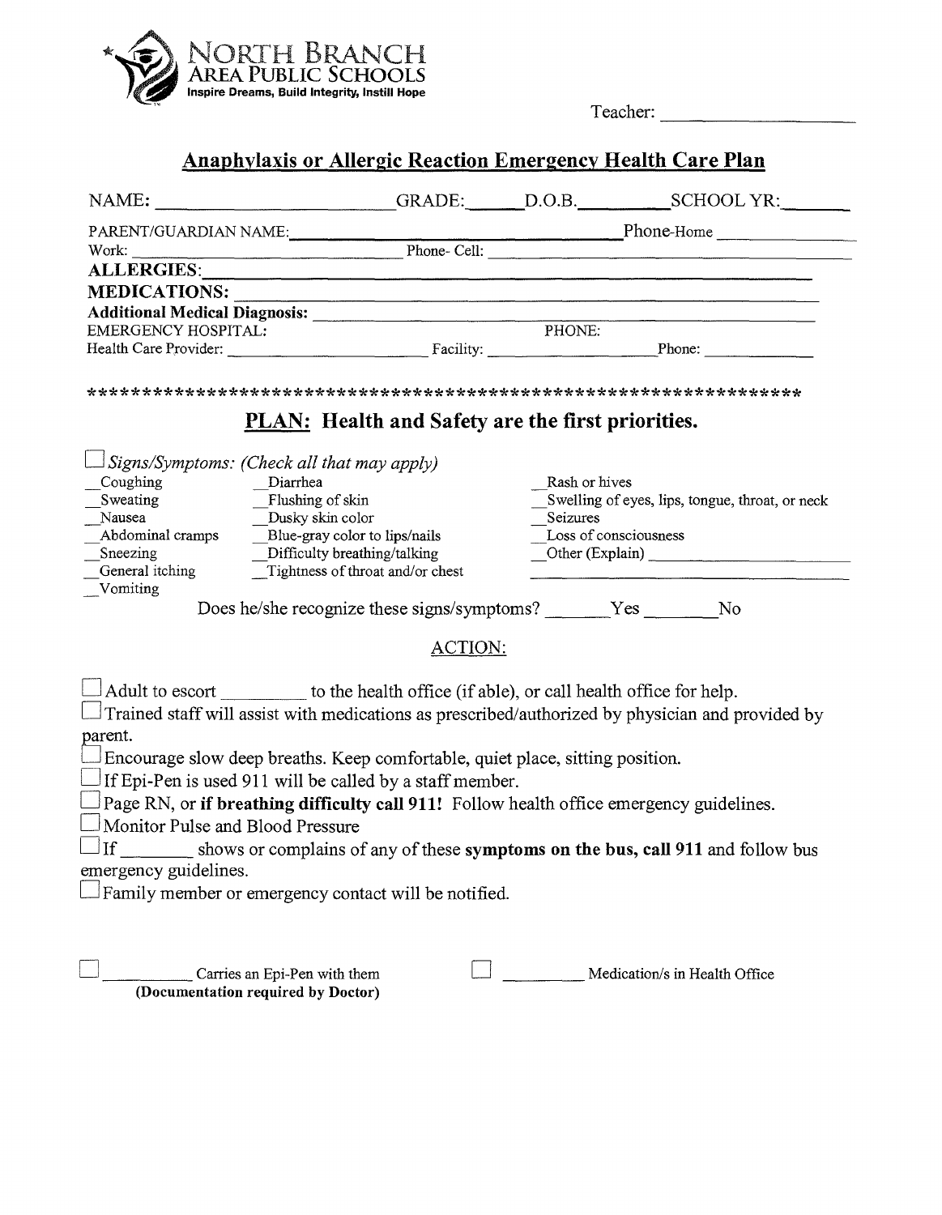NORTH BRANCH
AREA PUBLIC SCHOOLS
Inspire Dreams, Build Integrity, Instill Hope

Teacher: ____________________

## Anaphylaxis or Allergic Reaction Emergency Health Care Plan

NAME: ________________________ GRADE: ______ D.O.B. __________ SCHOOL YR: _______

PARENT/GUARDIAN NAME: ______________________________ Phone-Home ______________

Work: ______________________________ Phone- Cell: ______________________________

**ALLERGIES**: ______________________________________________________________

**MEDICATIONS**: ____________________________________________________________

**Additional Medical Diagnosis**: _____________________________________________

EMERGENCY HOSPITAL: PHONE:

Health Care Provider: ______________________ Facility: ____________________ Phone: _____________

*******************************************************************

## PLAN: Health and Safety are the first priorities.

☐ *Signs/Symptoms: (Check all that may apply)*

__Coughing
__Sweating
__Nausea
__Abdominal cramps
__Sneezing
__General itching
__Vomiting
__Diarrhea
__Flushing of skin
__Dusky skin color
__Blue-gray color to lips/nails
__Difficulty breathing/talking
__Tightness of throat and/or chest
__Rash or hives
__Swelling of eyes, lips, tongue, throat, or neck
__Seizures
__Loss of consciousness
__Other (Explain) ________________________
________________________________________

Does he/she recognize these signs/symptoms? _______Yes _______No

### ACTION:

☐ Adult to escort _________ to the health office (if able), or call health office for help.

☐ Trained staff will assist with medications as prescribed/authorized by physician and provided by parent.

☐ Encourage slow deep breaths. Keep comfortable, quiet place, sitting position.

☐ If Epi-Pen is used 911 will be called by a staff member.

☐ Page RN, or **if breathing difficulty call 911!** Follow health office emergency guidelines.

☐ Monitor Pulse and Blood Pressure

☐ If _______ shows or complains of any of these **symptoms on the bus, call 911** and follow bus emergency guidelines.

☐ Family member or emergency contact will be notified.

☐ __________ Carries an Epi-Pen with them
**(Documentation required by Doctor)**

☐ _________ Medication/s in Health Office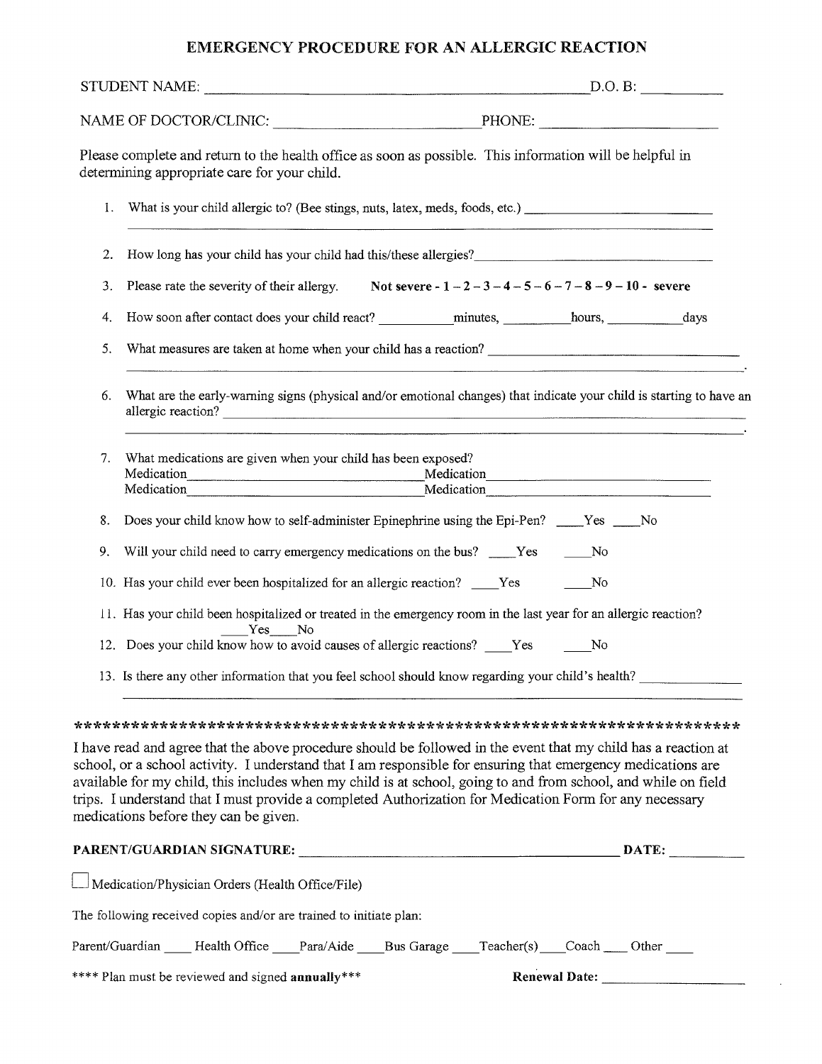# EMERGENCY PROCEDURE FOR AN ALLERGIC REACTION

STUDENT NAME: ______________________________________________ D.O. B: __________

NAME OF DOCTOR/CLINIC: __________________________ PHONE: ______________________

Please complete and return to the health office as soon as possible. This information will be helpful in determining appropriate care for your child.

1. What is your child allergic to? (Bee stings, nuts, latex, meds, foods, etc.) __________________________
   ______________________________________________________________________________

2. How long has your child has your child had this/these allergies? ___________________________________

3. Please rate the severity of their allergy. **Not severe - 1 – 2 – 3 – 4 – 5 – 6 – 7 – 8 – 9 – 10 - severe**

4. How soon after contact does your child react? __________minutes, _________hours, __________days

5. What measures are taken at home when your child has a reaction? ____________________________________
   ______________________________________________________________________________.

6. What are the early-warning signs (physical and/or emotional changes) that indicate your child is starting to have an allergic reaction? ______________________________________________________________________
   ______________________________________________________________________________.

7. What medications are given when your child has been exposed?
   Medication________________________________ Medication____________________________
   Medication________________________________ Medication____________________________

8. Does your child know how to self-administer Epinephrine using the Epi-Pen? ____Yes ____No

9. Will your child need to carry emergency medications on the bus? ____Yes ____No

10. Has your child ever been hospitalized for an allergic reaction? ____Yes ____No

11. Has your child been hospitalized or treated in the emergency room in the last year for an allergic reaction? ____Yes____No

12. Does your child know how to avoid causes of allergic reactions? ____Yes ____No

13. Is there any other information that you feel school should know regarding your child's health? _____________
    ______________________________________________________________________________

******************************************************************************

I have read and agree that the above procedure should be followed in the event that my child has a reaction at school, or a school activity. I understand that I am responsible for ensuring that emergency medications are available for my child, this includes when my child is at school, going to and from school, and while on field trips. I understand that I must provide a completed Authorization for Medication Form for any necessary medications before they can be given.

**PARENT/GUARDIAN SIGNATURE:** ______________________________________________ **DATE:** __________

☐ Medication/Physician Orders (Health Office/File)

The following received copies and/or are trained to initiate plan:

Parent/Guardian ____ Health Office ____Para/Aide ____Bus Garage ____Teacher(s)____Coach ____ Other ____

**** Plan must be reviewed and signed **annually***                **Renewal Date:** ____________________